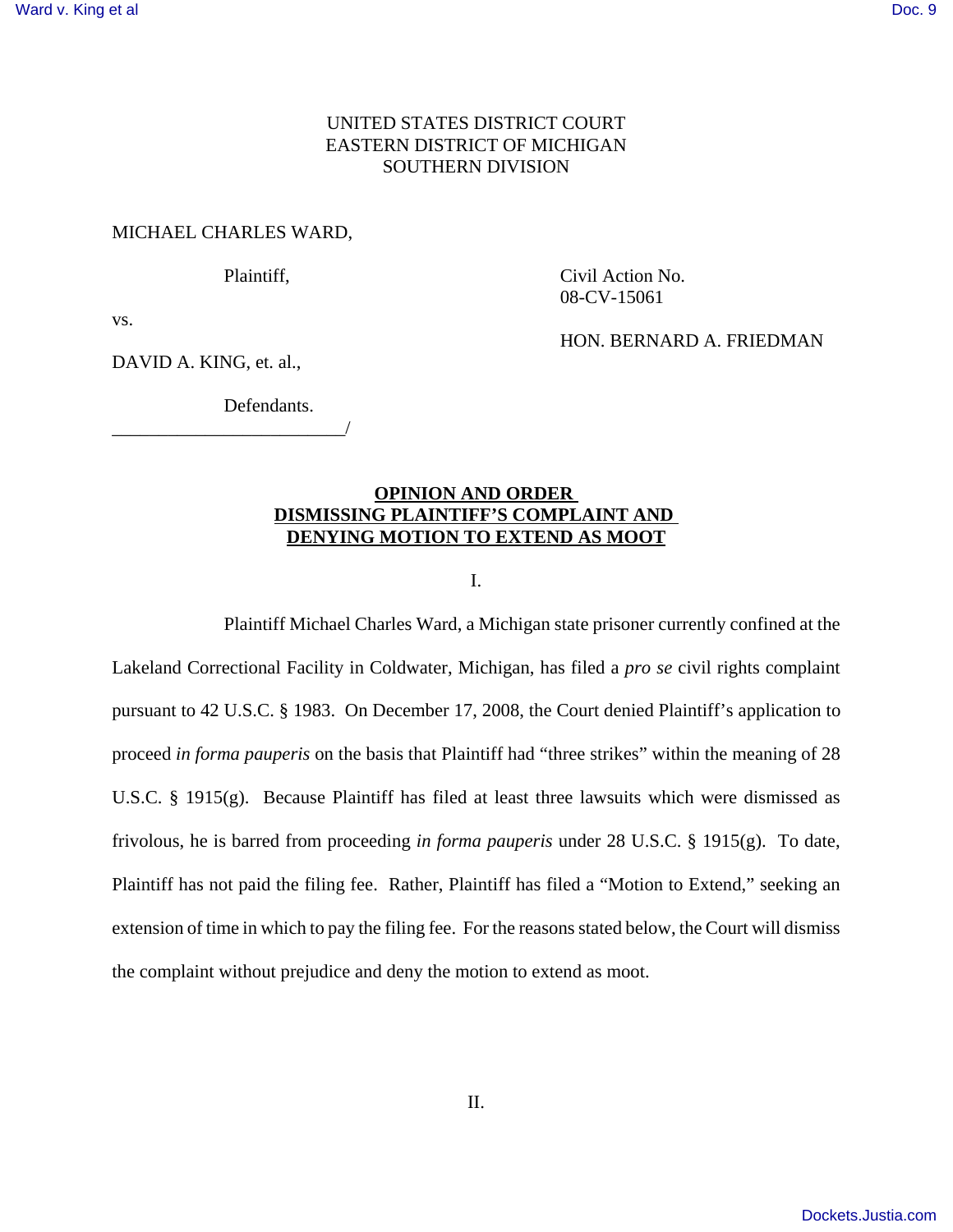UNITED STATES DISTRICT COURT
EASTERN DISTRICT OF MICHIGAN
SOUTHERN DIVISION

MICHAEL CHARLES WARD,

Plaintiff,

vs.

DAVID A. KING, et. al.,

Defendants.

_________________________/

Civil Action No. 08-CV-15061

HON. BERNARD A. FRIEDMAN

**OPINION AND ORDER**
**DISMISSING PLAINTIFF'S COMPLAINT AND**
**DENYING MOTION TO EXTEND AS MOOT**

I.

Plaintiff Michael Charles Ward, a Michigan state prisoner currently confined at the Lakeland Correctional Facility in Coldwater, Michigan, has filed a *pro se* civil rights complaint pursuant to 42 U.S.C. § 1983. On December 17, 2008, the Court denied Plaintiff's application to proceed *in forma pauperis* on the basis that Plaintiff had "three strikes" within the meaning of 28 U.S.C. § 1915(g). Because Plaintiff has filed at least three lawsuits which were dismissed as frivolous, he is barred from proceeding *in forma pauperis* under 28 U.S.C. § 1915(g). To date, Plaintiff has not paid the filing fee. Rather, Plaintiff has filed a "Motion to Extend," seeking an extension of time in which to pay the filing fee. For the reasons stated below, the Court will dismiss the complaint without prejudice and deny the motion to extend as moot.

II.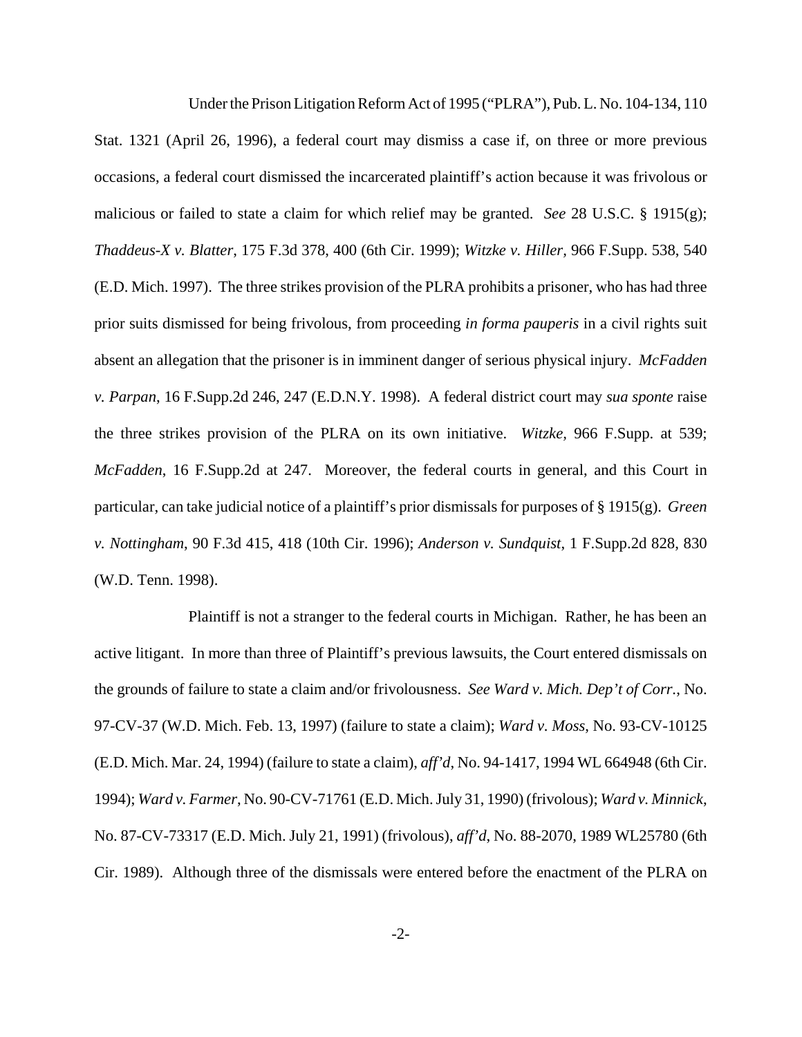Under the Prison Litigation Reform Act of 1995 ("PLRA"), Pub. L. No. 104-134, 110 Stat. 1321 (April 26, 1996), a federal court may dismiss a case if, on three or more previous occasions, a federal court dismissed the incarcerated plaintiff's action because it was frivolous or malicious or failed to state a claim for which relief may be granted. *See* 28 U.S.C. § 1915(g); *Thaddeus-X v. Blatter*, 175 F.3d 378, 400 (6th Cir. 1999); *Witzke v. Hiller*, 966 F.Supp. 538, 540 (E.D. Mich. 1997). The three strikes provision of the PLRA prohibits a prisoner, who has had three prior suits dismissed for being frivolous, from proceeding *in forma pauperis* in a civil rights suit absent an allegation that the prisoner is in imminent danger of serious physical injury. *McFadden v. Parpan*, 16 F.Supp.2d 246, 247 (E.D.N.Y. 1998). A federal district court may *sua sponte* raise the three strikes provision of the PLRA on its own initiative. *Witzke,* 966 F.Supp. at 539; *McFadden*, 16 F.Supp.2d at 247. Moreover, the federal courts in general, and this Court in particular, can take judicial notice of a plaintiff's prior dismissals for purposes of § 1915(g). *Green v. Nottingham*, 90 F.3d 415, 418 (10th Cir. 1996); *Anderson v. Sundquist*, 1 F.Supp.2d 828, 830 (W.D. Tenn. 1998).

Plaintiff is not a stranger to the federal courts in Michigan. Rather, he has been an active litigant. In more than three of Plaintiff's previous lawsuits, the Court entered dismissals on the grounds of failure to state a claim and/or frivolousness. *See Ward v. Mich. Dep't of Corr.*, No. 97-CV-37 (W.D. Mich. Feb. 13, 1997) (failure to state a claim); *Ward v. Moss*, No. 93-CV-10125 (E.D. Mich. Mar. 24, 1994) (failure to state a claim), *aff'd*, No. 94-1417, 1994 WL 664948 (6th Cir. 1994); *Ward v. Farmer*, No. 90-CV-71761 (E.D. Mich. July 31, 1990) (frivolous); *Ward v. Minnick*, No. 87-CV-73317 (E.D. Mich. July 21, 1991) (frivolous), *aff'd*, No. 88-2070, 1989 WL25780 (6th Cir. 1989). Although three of the dismissals were entered before the enactment of the PLRA on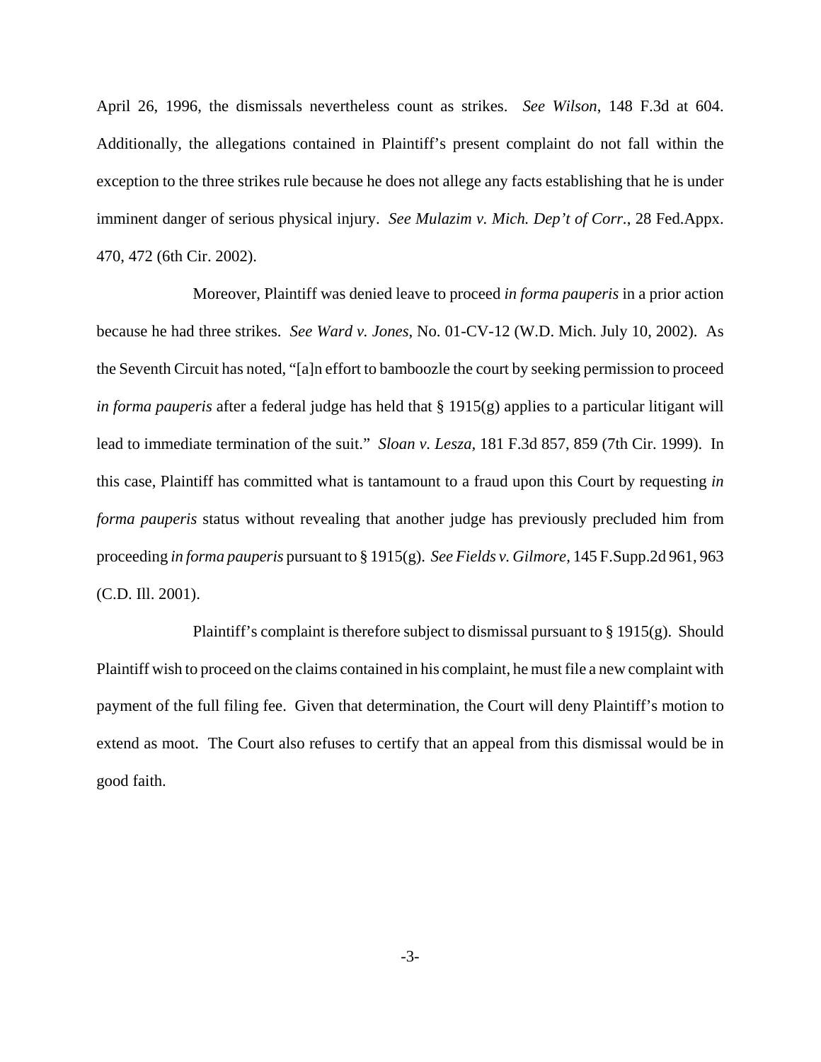April 26, 1996, the dismissals nevertheless count as strikes. *See Wilson*, 148 F.3d at 604. Additionally, the allegations contained in Plaintiff's present complaint do not fall within the exception to the three strikes rule because he does not allege any facts establishing that he is under imminent danger of serious physical injury. *See Mulazim v. Mich. Dep't of Corr.*, 28 Fed.Appx. 470, 472 (6th Cir. 2002).

Moreover, Plaintiff was denied leave to proceed *in forma pauperis* in a prior action because he had three strikes. *See Ward v. Jones*, No. 01-CV-12 (W.D. Mich. July 10, 2002). As the Seventh Circuit has noted, "[a]n effort to bamboozle the court by seeking permission to proceed *in forma pauperis* after a federal judge has held that § 1915(g) applies to a particular litigant will lead to immediate termination of the suit." *Sloan v. Lesza*, 181 F.3d 857, 859 (7th Cir. 1999). In this case, Plaintiff has committed what is tantamount to a fraud upon this Court by requesting *in forma pauperis* status without revealing that another judge has previously precluded him from proceeding *in forma pauperis* pursuant to § 1915(g). *See Fields v. Gilmore*, 145 F.Supp.2d 961, 963 (C.D. Ill. 2001).

Plaintiff's complaint is therefore subject to dismissal pursuant to § 1915(g). Should Plaintiff wish to proceed on the claims contained in his complaint, he must file a new complaint with payment of the full filing fee. Given that determination, the Court will deny Plaintiff's motion to extend as moot. The Court also refuses to certify that an appeal from this dismissal would be in good faith.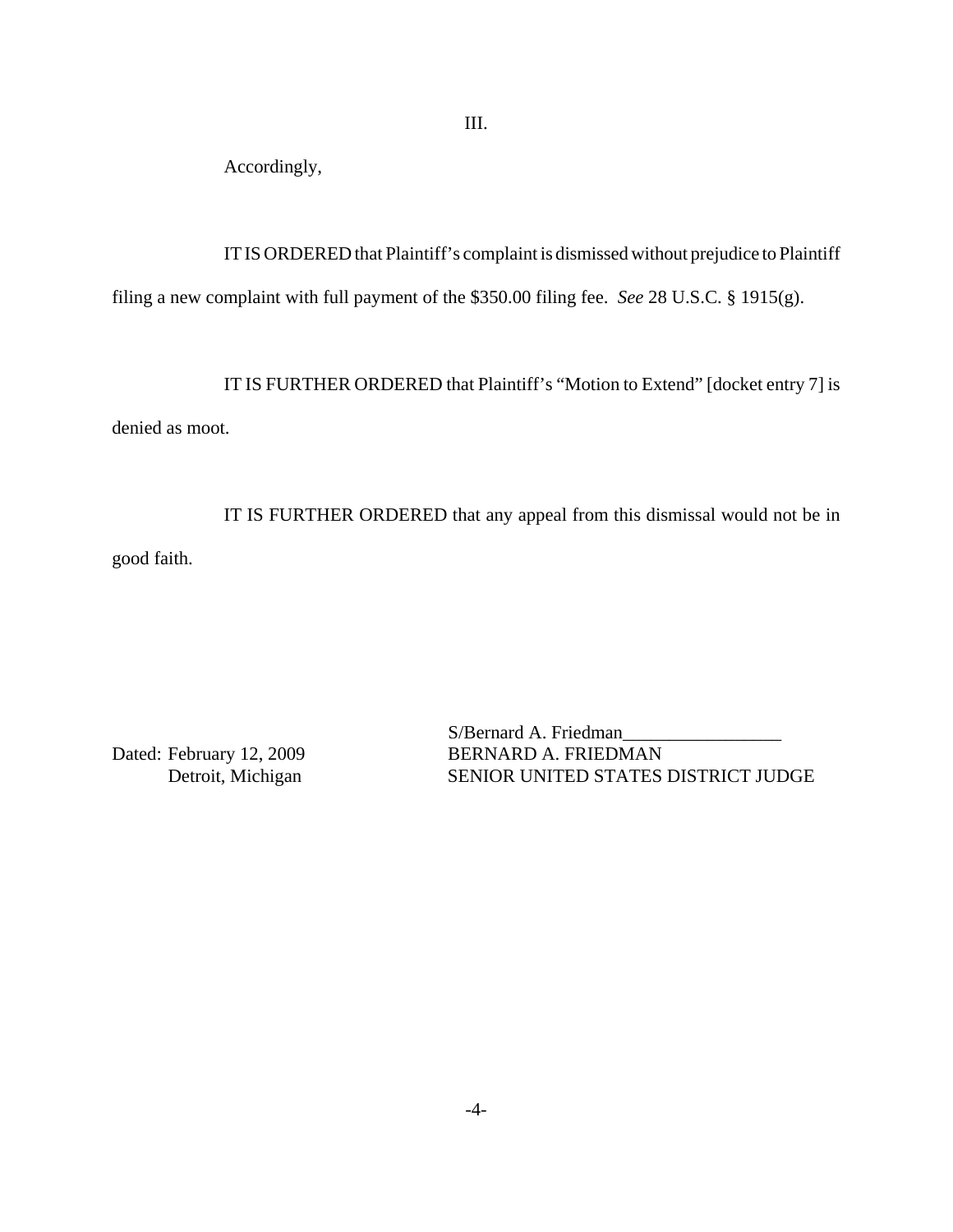III.

Accordingly,

IT IS ORDERED that Plaintiff's complaint is dismissed without prejudice to Plaintiff filing a new complaint with full payment of the $350.00 filing fee. *See* 28 U.S.C. § 1915(g).

IT IS FURTHER ORDERED that Plaintiff's "Motion to Extend" [docket entry 7] is denied as moot.

IT IS FURTHER ORDERED that any appeal from this dismissal would not be in good faith.

Dated: February 12, 2009
Detroit, Michigan

S/Bernard A. Friedman_________________
BERNARD A. FRIEDMAN
SENIOR UNITED STATES DISTRICT JUDGE